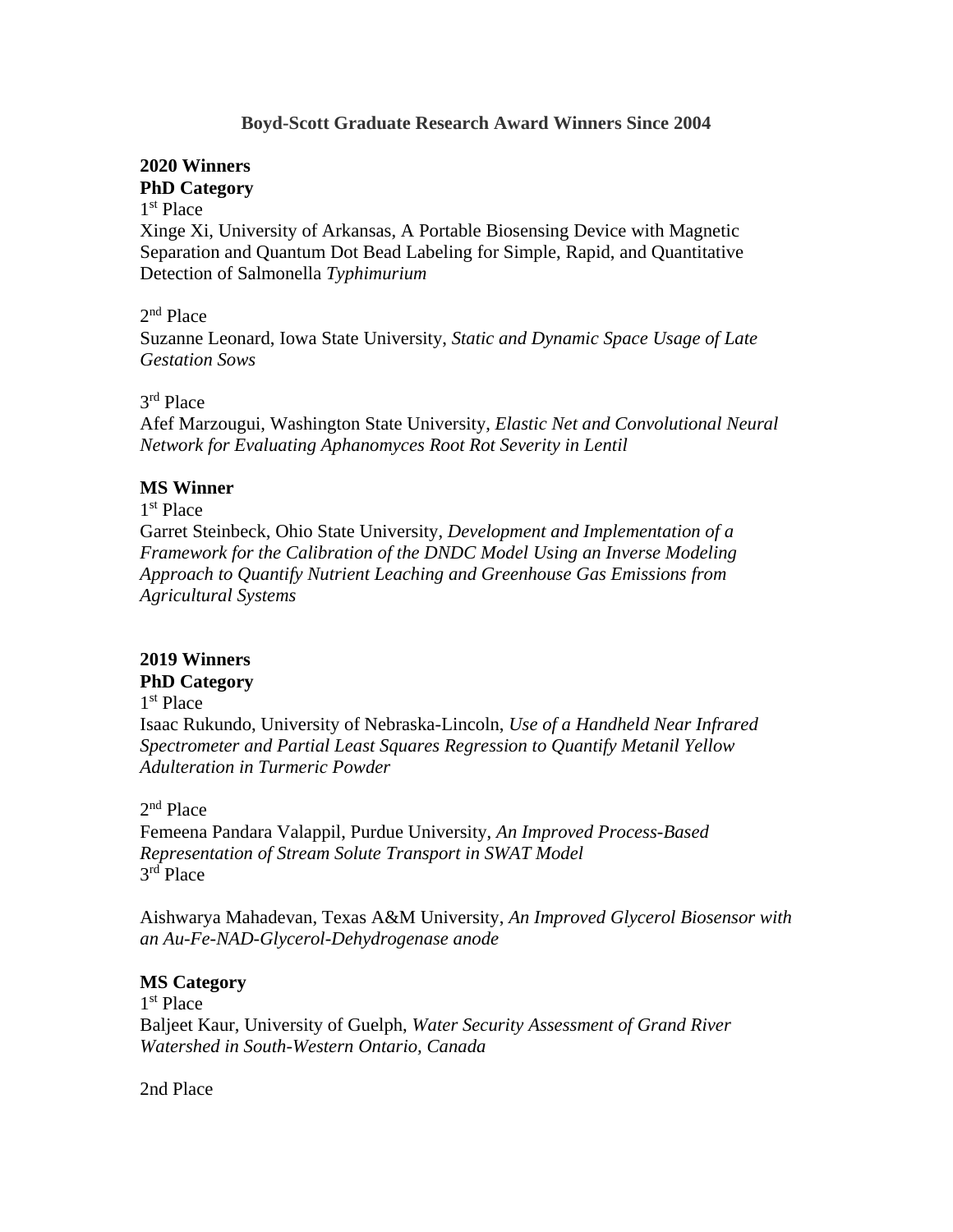# Boyd-Scott Graduate Research Award Winners Since 2004

**2020 Winners**

**PhD Category**

1st Place

Xinge Xi, University of Arkansas, A Portable Biosensing Device with Magnetic Separation and Quantum Dot Bead Labeling for Simple, Rapid, and Quantitative Detection of Salmonella *Typhimurium*

2nd Place

Suzanne Leonard, Iowa State University, *Static and Dynamic Space Usage of Late Gestation Sows*

3rd Place

Afef Marzougui, Washington State University, *Elastic Net and Convolutional Neural Network for Evaluating Aphanomyces Root Rot Severity in Lentil*

**MS Winner**

1st Place

Garret Steinbeck, Ohio State University, *Development and Implementation of a Framework for the Calibration of the DNDC Model Using an Inverse Modeling Approach to Quantify Nutrient Leaching and Greenhouse Gas Emissions from Agricultural Systems*

**2019 Winners**

**PhD Category**

1st Place

Isaac Rukundo, University of Nebraska-Lincoln, *Use of a Handheld Near Infrared Spectrometer and Partial Least Squares Regression to Quantify Metanil Yellow Adulteration in Turmeric Powder*

2nd Place

Femeena Pandara Valappil, Purdue University, *An Improved Process-Based Representation of Stream Solute Transport in SWAT Model*

3rd Place

Aishwarya Mahadevan, Texas A&M University, *An Improved Glycerol Biosensor with an Au-Fe-NAD-Glycerol-Dehydrogenase anode*

**MS Category**

1st Place

Baljeet Kaur, University of Guelph, *Water Security Assessment of Grand River Watershed in South-Western Ontario, Canada*

2nd Place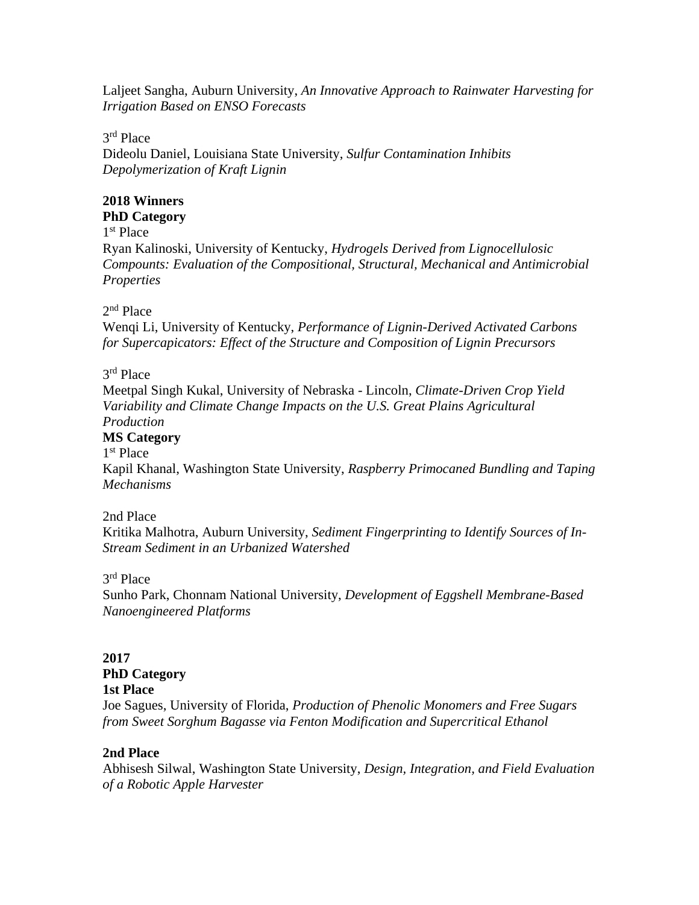Laljeet Sangha, Auburn University, *An Innovative Approach to Rainwater Harvesting for Irrigation Based on ENSO Forecasts*

3rd Place
Dideolu Daniel, Louisiana State University, *Sulfur Contamination Inhibits Depolymerization of Kraft Lignin*

**2018 Winners**
**PhD Category**
1st Place
Ryan Kalinoski, University of Kentucky, *Hydrogels Derived from Lignocellulosic Compounds: Evaluation of the Compositional, Structural, Mechanical and Antimicrobial Properties*

2nd Place
Wenqi Li, University of Kentucky, *Performance of Lignin-Derived Activated Carbons for Supercapicators: Effect of the Structure and Composition of Lignin Precursors*

3rd Place
Meetpal Singh Kukal, University of Nebraska - Lincoln, *Climate-Driven Crop Yield Variability and Climate Change Impacts on the U.S. Great Plains Agricultural Production*
**MS Category**
1st Place
Kapil Khanal, Washington State University, *Raspberry Primocaned Bundling and Taping Mechanisms*

2nd Place
Kritika Malhotra, Auburn University, *Sediment Fingerprinting to Identify Sources of In-Stream Sediment in an Urbanized Watershed*

3rd Place
Sunho Park, Chonnam National University, *Development of Eggshell Membrane-Based Nanoengineered Platforms*

**2017**
**PhD Category**
**1st Place**
Joe Sagues, University of Florida, *Production of Phenolic Monomers and Free Sugars from Sweet Sorghum Bagasse via Fenton Modification and Supercritical Ethanol*

**2nd Place**
Abhisesh Silwal, Washington State University, *Design, Integration, and Field Evaluation of a Robotic Apple Harvester*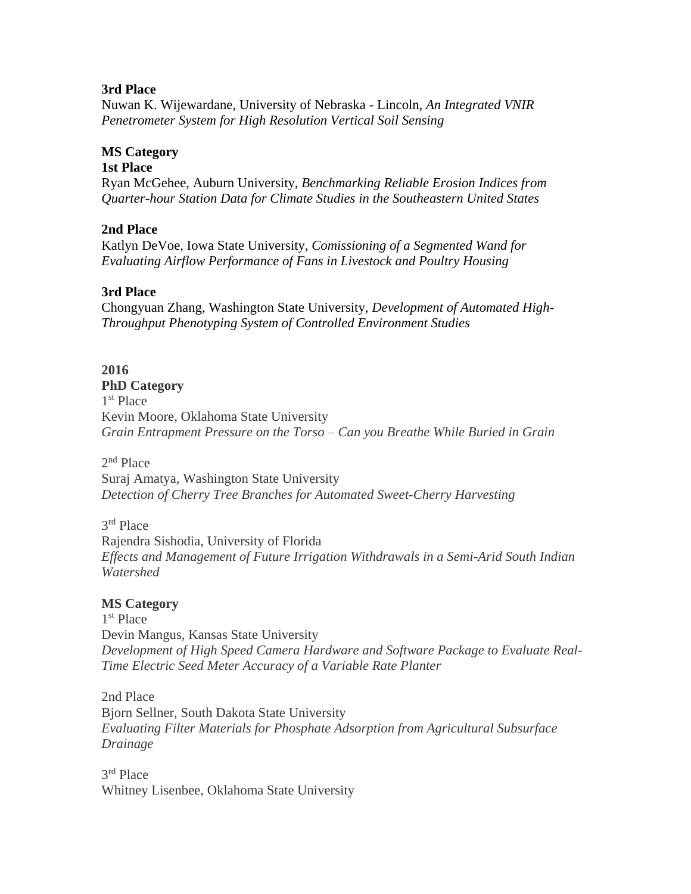**3rd Place**
Nuwan K. Wijewardane, University of Nebraska - Lincoln, *An Integrated VNIR Penetrometer System for High Resolution Vertical Soil Sensing*

**MS Category**
**1st Place**
Ryan McGehee, Auburn University, *Benchmarking Reliable Erosion Indices from Quarter-hour Station Data for Climate Studies in the Southeastern United States*

**2nd Place**
Katlyn DeVoe, Iowa State University, *Comissioning of a Segmented Wand for Evaluating Airflow Performance of Fans in Livestock and Poultry Housing*

**3rd Place**
Chongyuan Zhang, Washington State University, *Development of Automated High-Throughput Phenotyping System of Controlled Environment Studies*

**2016**
**PhD Category**
1st Place
Kevin Moore, Oklahoma State University
*Grain Entrapment Pressure on the Torso – Can you Breathe While Buried in Grain*

2nd Place
Suraj Amatya, Washington State University
*Detection of Cherry Tree Branches for Automated Sweet-Cherry Harvesting*

3rd Place
Rajendra Sishodia, University of Florida
*Effects and Management of Future Irrigation Withdrawals in a Semi-Arid South Indian Watershed*

**MS Category**
1st Place
Devin Mangus, Kansas State University
*Development of High Speed Camera Hardware and Software Package to Evaluate Real-Time Electric Seed Meter Accuracy of a Variable Rate Planter*

2nd Place
Bjorn Sellner, South Dakota State University
*Evaluating Filter Materials for Phosphate Adsorption from Agricultural Subsurface Drainage*

3rd Place
Whitney Lisenbee, Oklahoma State University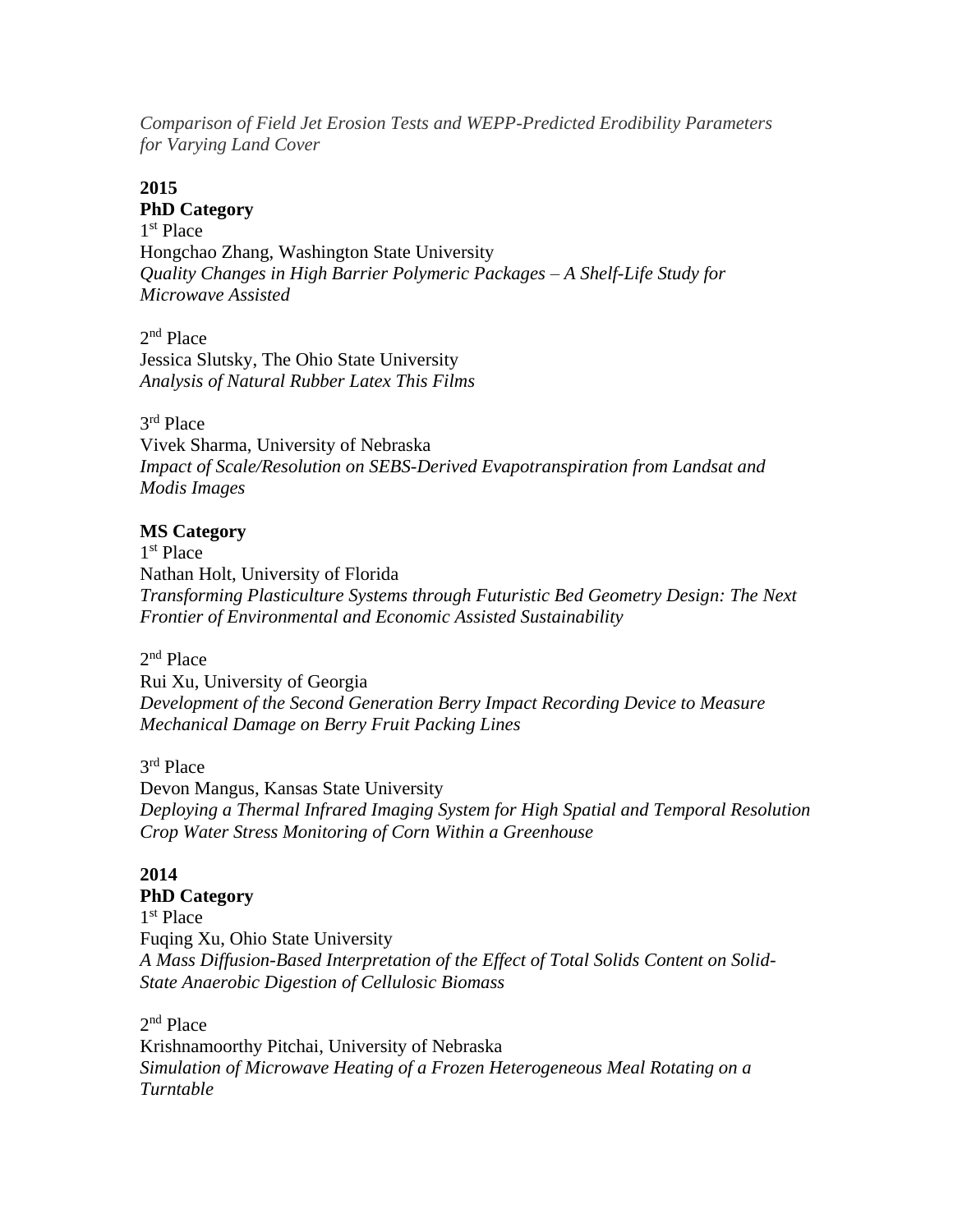*Comparison of Field Jet Erosion Tests and WEPP-Predicted Erodibility Parameters for Varying Land Cover*

**2015**

**PhD Category**

1st Place
Hongchao Zhang, Washington State University
*Quality Changes in High Barrier Polymeric Packages – A Shelf-Life Study for Microwave Assisted*

2nd Place
Jessica Slutsky, The Ohio State University
*Analysis of Natural Rubber Latex This Films*

3rd Place
Vivek Sharma, University of Nebraska
*Impact of Scale/Resolution on SEBS-Derived Evapotranspiration from Landsat and Modis Images*

**MS Category**

1st Place
Nathan Holt, University of Florida
*Transforming Plasticulture Systems through Futuristic Bed Geometry Design: The Next Frontier of Environmental and Economic Assisted Sustainability*

2nd Place
Rui Xu, University of Georgia
*Development of the Second Generation Berry Impact Recording Device to Measure Mechanical Damage on Berry Fruit Packing Lines*

3rd Place
Devon Mangus, Kansas State University
*Deploying a Thermal Infrared Imaging System for High Spatial and Temporal Resolution Crop Water Stress Monitoring of Corn Within a Greenhouse*

**2014**

**PhD Category**

1st Place
Fuqing Xu, Ohio State University
*A Mass Diffusion-Based Interpretation of the Effect of Total Solids Content on Solid-State Anaerobic Digestion of Cellulosic Biomass*

2nd Place
Krishnamoorthy Pitchai, University of Nebraska
*Simulation of Microwave Heating of a Frozen Heterogeneous Meal Rotating on a Turntable*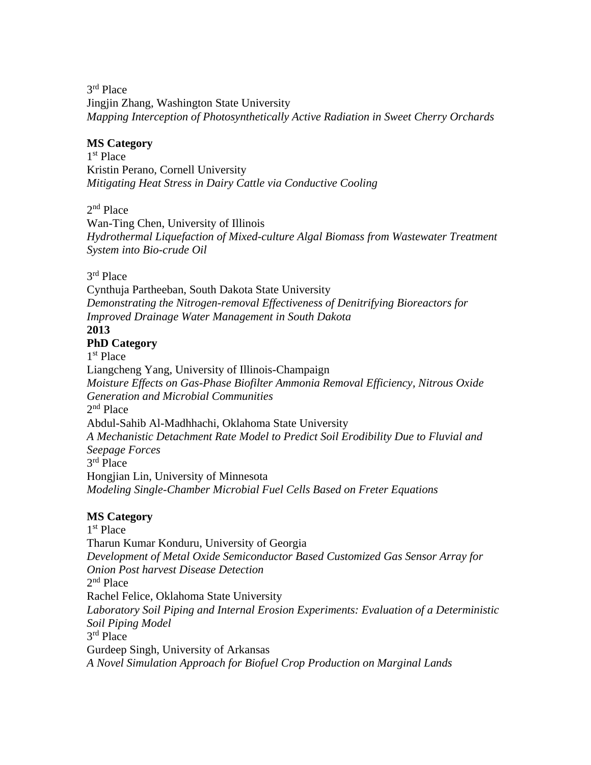3rd Place
Jingjin Zhang, Washington State University
*Mapping Interception of Photosynthetically Active Radiation in Sweet Cherry Orchards*

**MS Category**
1st Place
Kristin Perano, Cornell University
*Mitigating Heat Stress in Dairy Cattle via Conductive Cooling*

2nd Place
Wan-Ting Chen, University of Illinois
*Hydrothermal Liquefaction of Mixed-culture Algal Biomass from Wastewater Treatment System into Bio-crude Oil*

3rd Place
Cynthuja Partheeban, South Dakota State University
*Demonstrating the Nitrogen-removal Effectiveness of Denitrifying Bioreactors for Improved Drainage Water Management in South Dakota*

**2013**

**PhD Category**
1st Place
Liangcheng Yang, University of Illinois-Champaign
*Moisture Effects on Gas-Phase Biofilter Ammonia Removal Efficiency, Nitrous Oxide Generation and Microbial Communities*
2nd Place
Abdul-Sahib Al-Madhhachi, Oklahoma State University
*A Mechanistic Detachment Rate Model to Predict Soil Erodibility Due to Fluvial and Seepage Forces*
3rd Place
Hongjian Lin, University of Minnesota
*Modeling Single-Chamber Microbial Fuel Cells Based on Freter Equations*

**MS Category**
1st Place
Tharun Kumar Konduru, University of Georgia
*Development of Metal Oxide Semiconductor Based Customized Gas Sensor Array for Onion Post harvest Disease Detection*
2nd Place
Rachel Felice, Oklahoma State University
*Laboratory Soil Piping and Internal Erosion Experiments: Evaluation of a Deterministic Soil Piping Model*
3rd Place
Gurdeep Singh, University of Arkansas
*A Novel Simulation Approach for Biofuel Crop Production on Marginal Lands*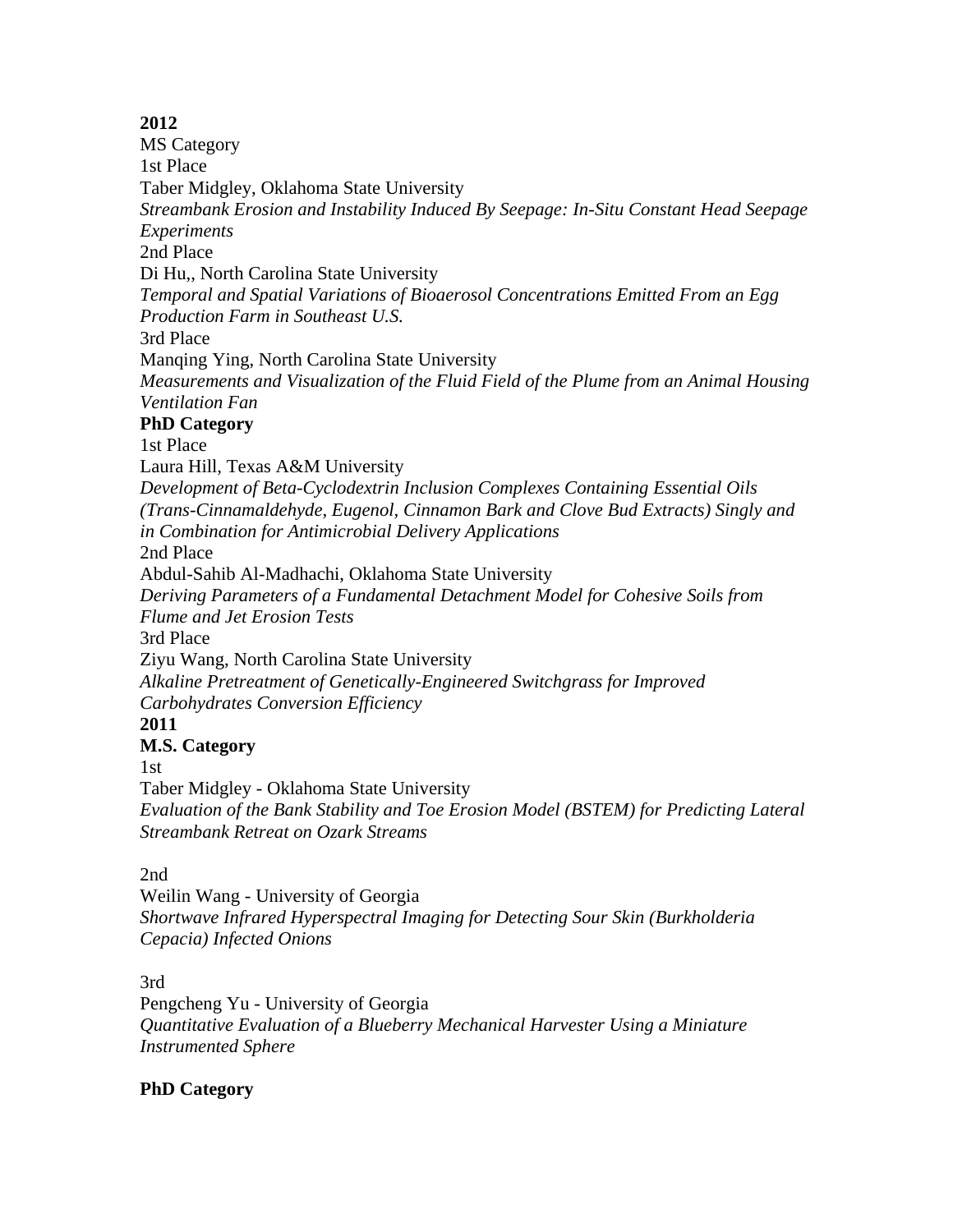**2012**

MS Category

1st Place

Taber Midgley, Oklahoma State University

*Streambank Erosion and Instability Induced By Seepage: In-Situ Constant Head Seepage Experiments*

2nd Place

Di Hu,, North Carolina State University

*Temporal and Spatial Variations of Bioaerosol Concentrations Emitted From an Egg Production Farm in Southeast U.S.*

3rd Place

Manqing Ying, North Carolina State University

*Measurements and Visualization of the Fluid Field of the Plume from an Animal Housing Ventilation Fan*

**PhD Category**

1st Place

Laura Hill, Texas A&M University

*Development of Beta-Cyclodextrin Inclusion Complexes Containing Essential Oils (Trans-Cinnamaldehyde, Eugenol, Cinnamon Bark and Clove Bud Extracts) Singly and in Combination for Antimicrobial Delivery Applications*

2nd Place

Abdul-Sahib Al-Madhachi, Oklahoma State University

*Deriving Parameters of a Fundamental Detachment Model for Cohesive Soils from Flume and Jet Erosion Tests*

3rd Place

Ziyu Wang, North Carolina State University

*Alkaline Pretreatment of Genetically-Engineered Switchgrass for Improved Carbohydrates Conversion Efficiency*

**2011**

**M.S. Category**

1st

Taber Midgley - Oklahoma State University

*Evaluation of the Bank Stability and Toe Erosion Model (BSTEM) for Predicting Lateral Streambank Retreat on Ozark Streams*

2nd

Weilin Wang - University of Georgia

*Shortwave Infrared Hyperspectral Imaging for Detecting Sour Skin (Burkholderia Cepacia) Infected Onions*

3rd

Pengcheng Yu - University of Georgia

*Quantitative Evaluation of a Blueberry Mechanical Harvester Using a Miniature Instrumented Sphere*

**PhD Category**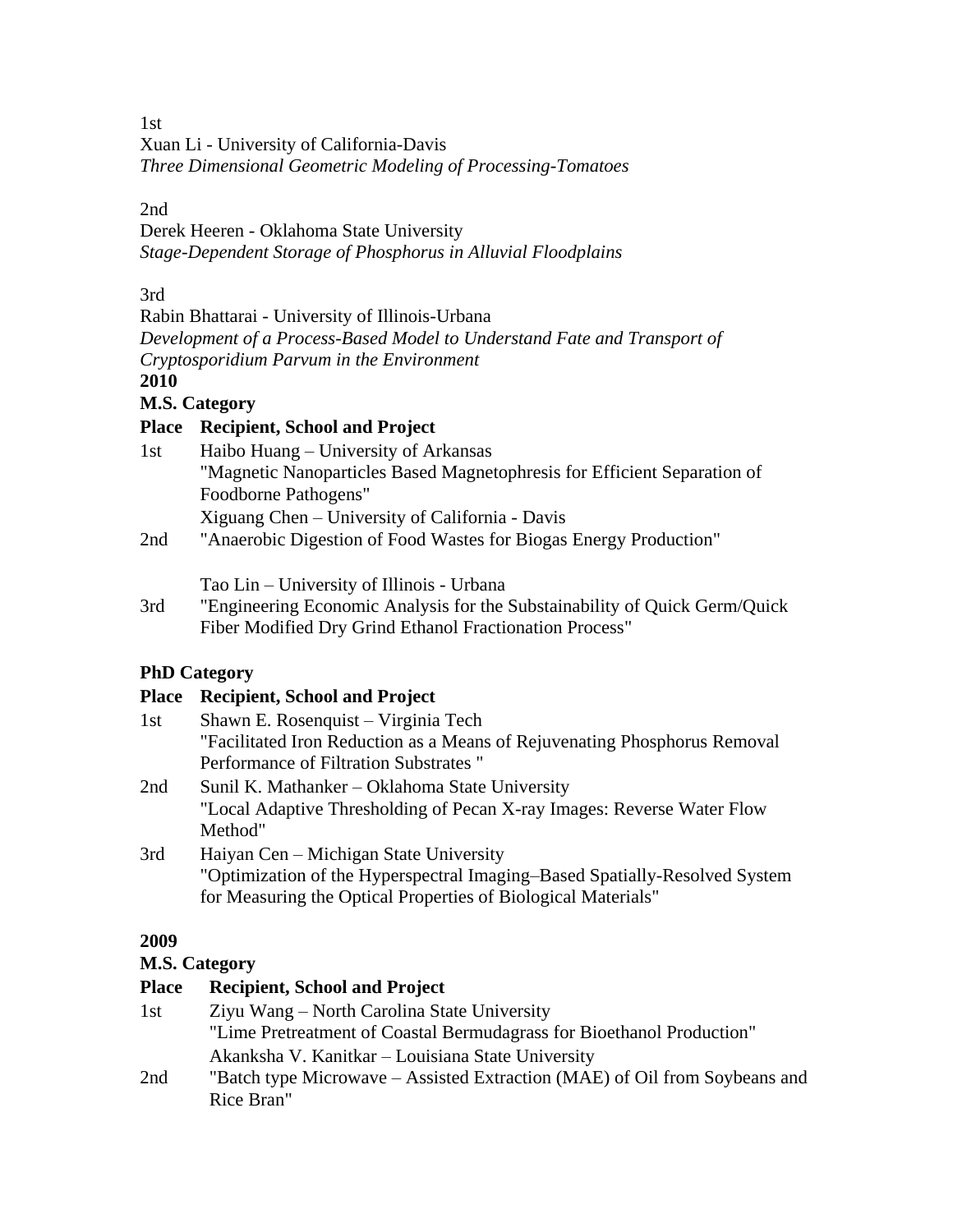1st
Xuan Li - University of California-Davis
*Three Dimensional Geometric Modeling of Processing-Tomatoes*

2nd
Derek Heeren - Oklahoma State University
*Stage-Dependent Storage of Phosphorus in Alluvial Floodplains*

3rd
Rabin Bhattarai - University of Illinois-Urbana
*Development of a Process-Based Model to Understand Fate and Transport of Cryptosporidium Parvum in the Environment*

**2010**

**M.S. Category**

| Place | Recipient, School and Project |
|---|---|
| 1st | Haibo Huang – University of Arkansas<br>"Magnetic Nanoparticles Based Magnetophresis for Efficient Separation of Foodborne Pathogens" |
| 2nd | Xiguang Chen – University of California - Davis<br>"Anaerobic Digestion of Food Wastes for Biogas Energy Production" |
| 3rd | Tao Lin – University of Illinois - Urbana<br>"Engineering Economic Analysis for the Substainability of Quick Germ/Quick Fiber Modified Dry Grind Ethanol Fractionation Process" |

**PhD Category**

| Place | Recipient, School and Project |
|---|---|
| 1st | Shawn E. Rosenquist – Virginia Tech<br>"Facilitated Iron Reduction as a Means of Rejuvenating Phosphorus Removal Performance of Filtration Substrates " |
| 2nd | Sunil K. Mathanker – Oklahoma State University<br>"Local Adaptive Thresholding of Pecan X-ray Images: Reverse Water Flow Method" |
| 3rd | Haiyan Cen – Michigan State University<br>"Optimization of the Hyperspectral Imaging–Based Spatially-Resolved System for Measuring the Optical Properties of Biological Materials" |

**2009**

**M.S. Category**

| Place | Recipient, School and Project |
|---|---|
| 1st | Ziyu Wang – North Carolina State University<br>"Lime Pretreatment of Coastal Bermudagrass for Bioethanol Production" |
| 2nd | Akanksha V. Kanitkar – Louisiana State University<br>"Batch type Microwave – Assisted Extraction (MAE) of Oil from Soybeans and Rice Bran" |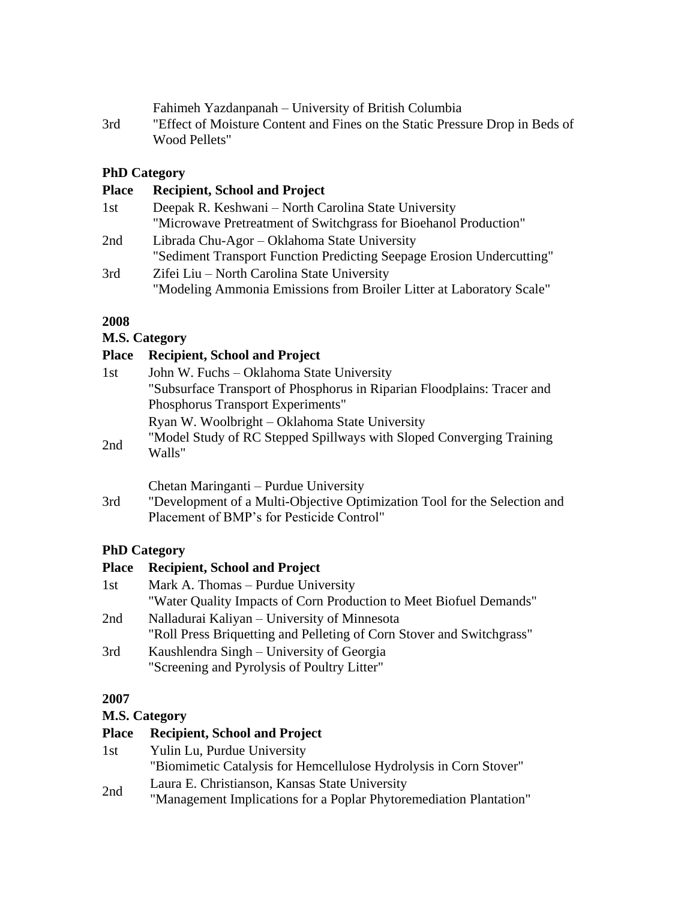| | |
|---|---|
| 3rd | Fahimeh Yazdanpanah – University of British Columbia<br>"Effect of Moisture Content and Fines on the Static Pressure Drop in Beds of Wood Pellets" |

**PhD Category**

| Place | Recipient, School and Project |
|---|---|
| 1st | Deepak R. Keshwani – North Carolina State University<br>"Microwave Pretreatment of Switchgrass for Biohanol Production" |
| 2nd | Librada Chu-Agor – Oklahoma State University<br>"Sediment Transport Function Predicting Seepage Erosion Undercutting" |
| 3rd | Zifei Liu – North Carolina State University<br>"Modeling Ammonia Emissions from Broiler Litter at Laboratory Scale" |

**2008**

**M.S. Category**

| Place | Recipient, School and Project |
|---|---|
| 1st | John W. Fuchs – Oklahoma State University<br>"Subsurface Transport of Phosphorus in Riparian Floodplains: Tracer and Phosphorus Transport Experiments" |
| 2nd | Ryan W. Woolbright – Oklahoma State University<br>"Model Study of RC Stepped Spillways with Sloped Converging Training Walls" |
| 3rd | Chetan Maringanti – Purdue University<br>"Development of a Multi-Objective Optimization Tool for the Selection and Placement of BMP's for Pesticide Control" |

**PhD Category**

| Place | Recipient, School and Project |
|---|---|
| 1st | Mark A. Thomas – Purdue University<br>"Water Quality Impacts of Corn Production to Meet Biofuel Demands" |
| 2nd | Nalladurai Kaliyan – University of Minnesota<br>"Roll Press Briquetting and Pelleting of Corn Stover and Switchgrass" |
| 3rd | Kaushlendra Singh – University of Georgia<br>"Screening and Pyrolysis of Poultry Litter" |

**2007**

**M.S. Category**

| Place | Recipient, School and Project |
|---|---|
| 1st | Yulin Lu, Purdue University<br>"Biomimetic Catalysis for Hemcellulose Hydrolysis in Corn Stover" |
| 2nd | Laura E. Christianson, Kansas State University<br>"Management Implications for a Poplar Phytoremediation Plantation" |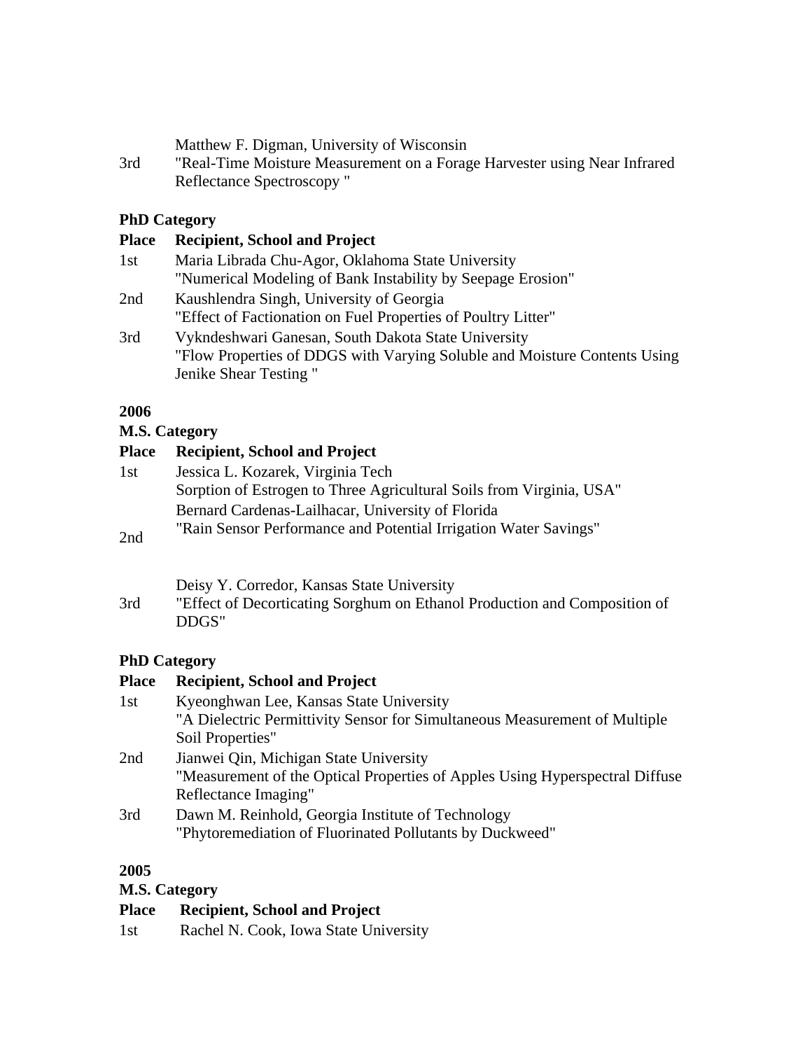| Place | Recipient, School and Project |
|---|---|
| 3rd | Matthew F. Digman, University of Wisconsin<br>"Real-Time Moisture Measurement on a Forage Harvester using Near Infrared Reflectance Spectroscopy " |

**PhD Category**

| Place | Recipient, School and Project |
|---|---|
| 1st | Maria Librada Chu-Agor, Oklahoma State University<br>"Numerical Modeling of Bank Instability by Seepage Erosion" |
| 2nd | Kaushlendra Singh, University of Georgia<br>"Effect of Factionation on Fuel Properties of Poultry Litter" |
| 3rd | Vykndeshwari Ganesan, South Dakota State University<br>"Flow Properties of DDGS with Varying Soluble and Moisture Contents Using Jenike Shear Testing " |

**2006**

**M.S. Category**

| Place | Recipient, School and Project |
|---|---|
| 1st | Jessica L. Kozarek, Virginia Tech<br>Sorption of Estrogen to Three Agricultural Soils from Virginia, USA" |
| 2nd | Bernard Cardenas-Lailhacar, University of Florida<br>"Rain Sensor Performance and Potential Irrigation Water Savings" |
| 3rd | Deisy Y. Corredor, Kansas State University<br>"Effect of Decorticating Sorghum on Ethanol Production and Composition of DDGS" |

**PhD Category**

| Place | Recipient, School and Project |
|---|---|
| 1st | Kyeonghwan Lee, Kansas State University<br>"A Dielectric Permittivity Sensor for Simultaneous Measurement of Multiple Soil Properties" |
| 2nd | Jianwei Qin, Michigan State University<br>"Measurement of the Optical Properties of Apples Using Hyperspectral Diffuse Reflectance Imaging" |
| 3rd | Dawn M. Reinhold, Georgia Institute of Technology<br>"Phytoremediation of Fluorinated Pollutants by Duckweed" |

**2005**

**M.S. Category**

| Place | Recipient, School and Project |
|---|---|
| 1st | Rachel N. Cook, Iowa State University |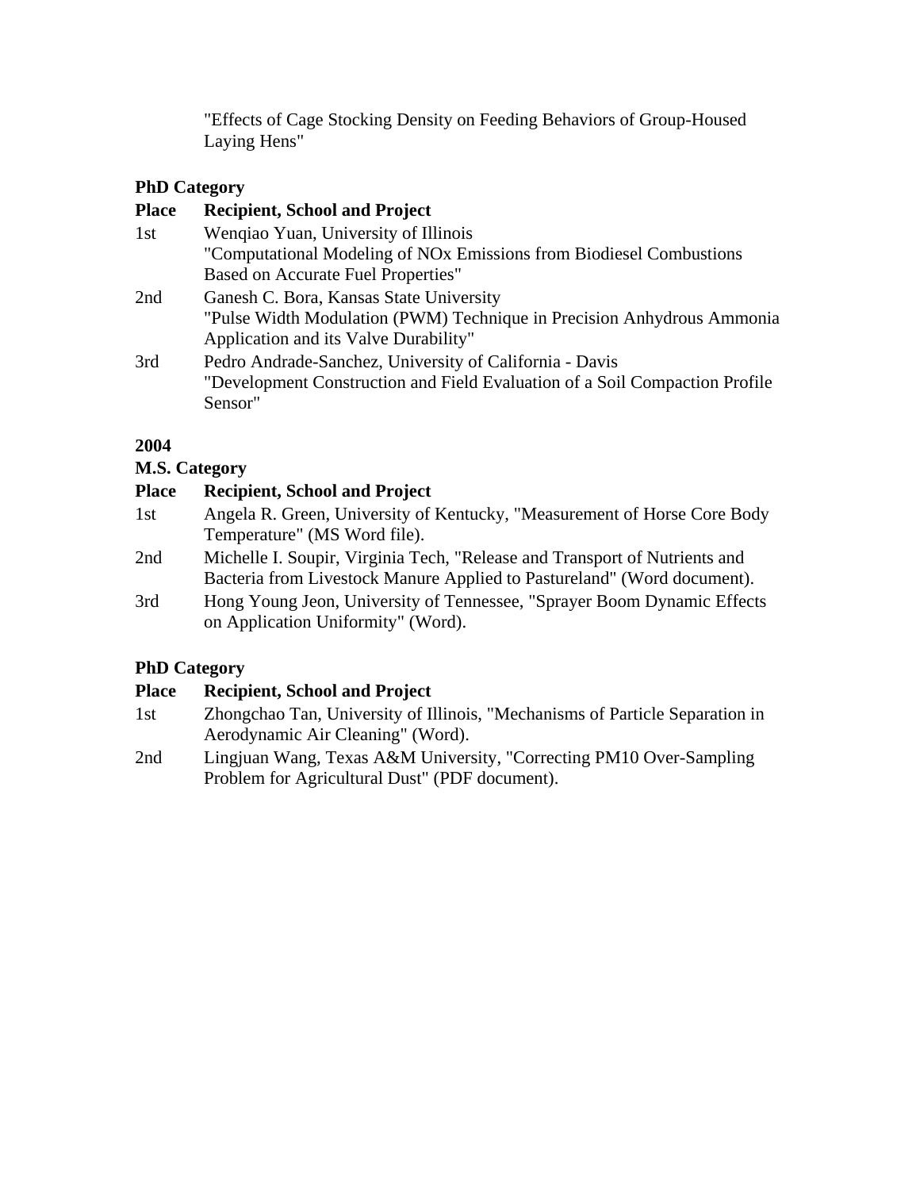"Effects of Cage Stocking Density on Feeding Behaviors of Group-Housed Laying Hens"

**PhD Category**

| Place | Recipient, School and Project |
|---|---|
| 1st | Wenqiao Yuan, University of Illinois "Computational Modeling of NOx Emissions from Biodiesel Combustions Based on Accurate Fuel Properties" |
| 2nd | Ganesh C. Bora, Kansas State University "Pulse Width Modulation (PWM) Technique in Precision Anhydrous Ammonia Application and its Valve Durability" |
| 3rd | Pedro Andrade-Sanchez, University of California - Davis "Development Construction and Field Evaluation of a Soil Compaction Profile Sensor" |

**2004**

**M.S. Category**

| Place | Recipient, School and Project |
|---|---|
| 1st | Angela R. Green, University of Kentucky, "Measurement of Horse Core Body Temperature" (MS Word file). |
| 2nd | Michelle I. Soupir, Virginia Tech, "Release and Transport of Nutrients and Bacteria from Livestock Manure Applied to Pastureland" (Word document). |
| 3rd | Hong Young Jeon, University of Tennessee, "Sprayer Boom Dynamic Effects on Application Uniformity" (Word). |

**PhD Category**

| Place | Recipient, School and Project |
|---|---|
| 1st | Zhongchao Tan, University of Illinois, "Mechanisms of Particle Separation in Aerodynamic Air Cleaning" (Word). |
| 2nd | Lingjuan Wang, Texas A&M University, "Correcting PM10 Over-Sampling Problem for Agricultural Dust" (PDF document). |